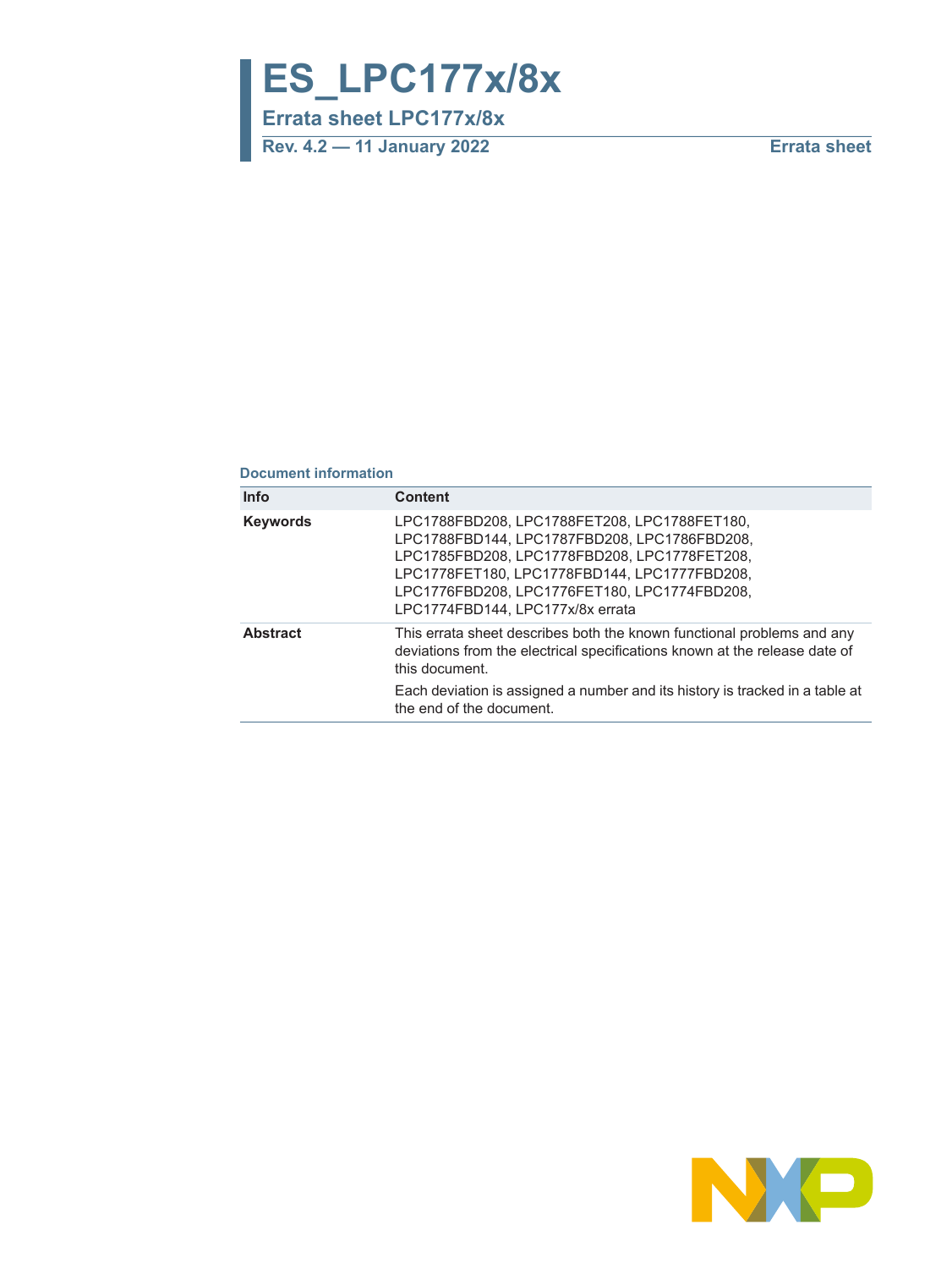# ES_LPC177x/8x

## Errata sheet LPC177x/8x

**Rev. 4.2 — 11 January 2022** **Errata sheet**

**Document information**

| Info | Content |
|---|---|
| **Keywords** | LPC1788FBD208, LPC1788FET208, LPC1788FET180, LPC1788FBD144, LPC1787FBD208, LPC1786FBD208, LPC1785FBD208, LPC1778FBD208, LPC1778FET208, LPC1778FET180, LPC1778FBD144, LPC1777FBD208, LPC1776FBD208, LPC1776FET180, LPC1774FBD208, LPC1774FBD144, LPC177x/8x errata |
| **Abstract** | This errata sheet describes both the known functional problems and any deviations from the electrical specifications known at the release date of this document. Each deviation is assigned a number and its history is tracked in a table at the end of the document. |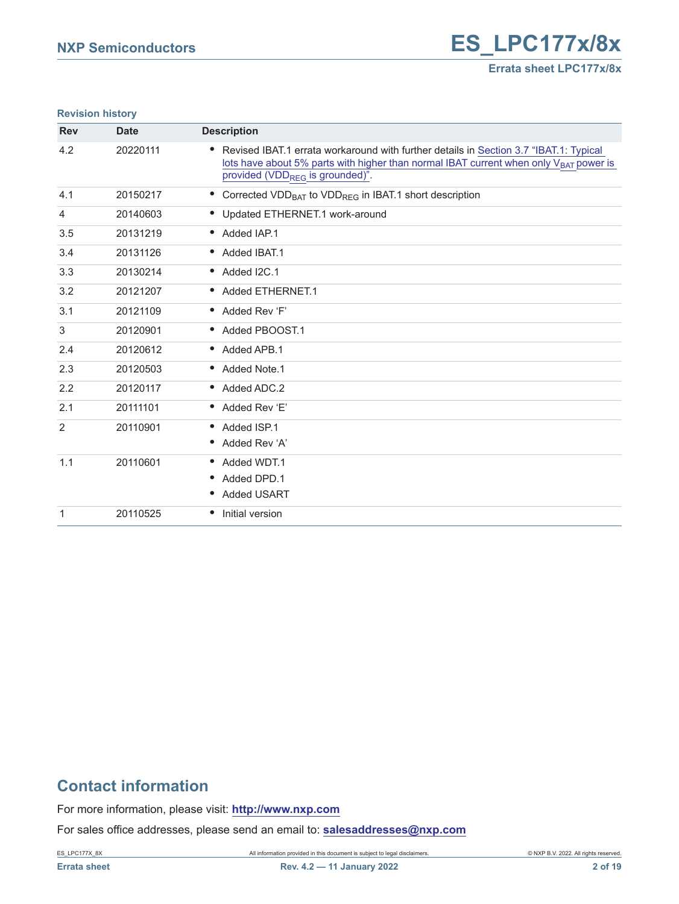**Revision history**

| Rev | Date | Description |
|---|---|---|
| 4.2 | 20220111 | • Revised IBAT.1 errata workaround with further details in Section 3.7 "IBAT.1: Typical lots have about 5% parts with higher than normal IBAT current when only $V_{BAT}$ power is provided ($VDD_{REG}$ is grounded)". |
| 4.1 | 20150217 | • Corrected $VDD_{BAT}$ to $VDD_{REG}$ in IBAT.1 short description |
| 4 | 20140603 | • Updated ETHERNET.1 work-around |
| 3.5 | 20131219 | • Added IAP.1 |
| 3.4 | 20131126 | • Added IBAT.1 |
| 3.3 | 20130214 | • Added I2C.1 |
| 3.2 | 20121207 | • Added ETHERNET.1 |
| 3.1 | 20121109 | • Added Rev 'F' |
| 3 | 20120901 | • Added PBOOST.1 |
| 2.4 | 20120612 | • Added APB.1 |
| 2.3 | 20120503 | • Added Note.1 |
| 2.2 | 20120117 | • Added ADC.2 |
| 2.1 | 20111101 | • Added Rev 'E' |
| 2 | 20110901 | • Added ISP.1<br>• Added Rev 'A' |
| 1.1 | 20110601 | • Added WDT.1<br>• Added DPD.1<br>• Added USART |
| 1 | 20110525 | • Initial version |

## Contact information

For more information, please visit: **http://www.nxp.com**

For sales office addresses, please send an email to: **salesaddresses@nxp.com**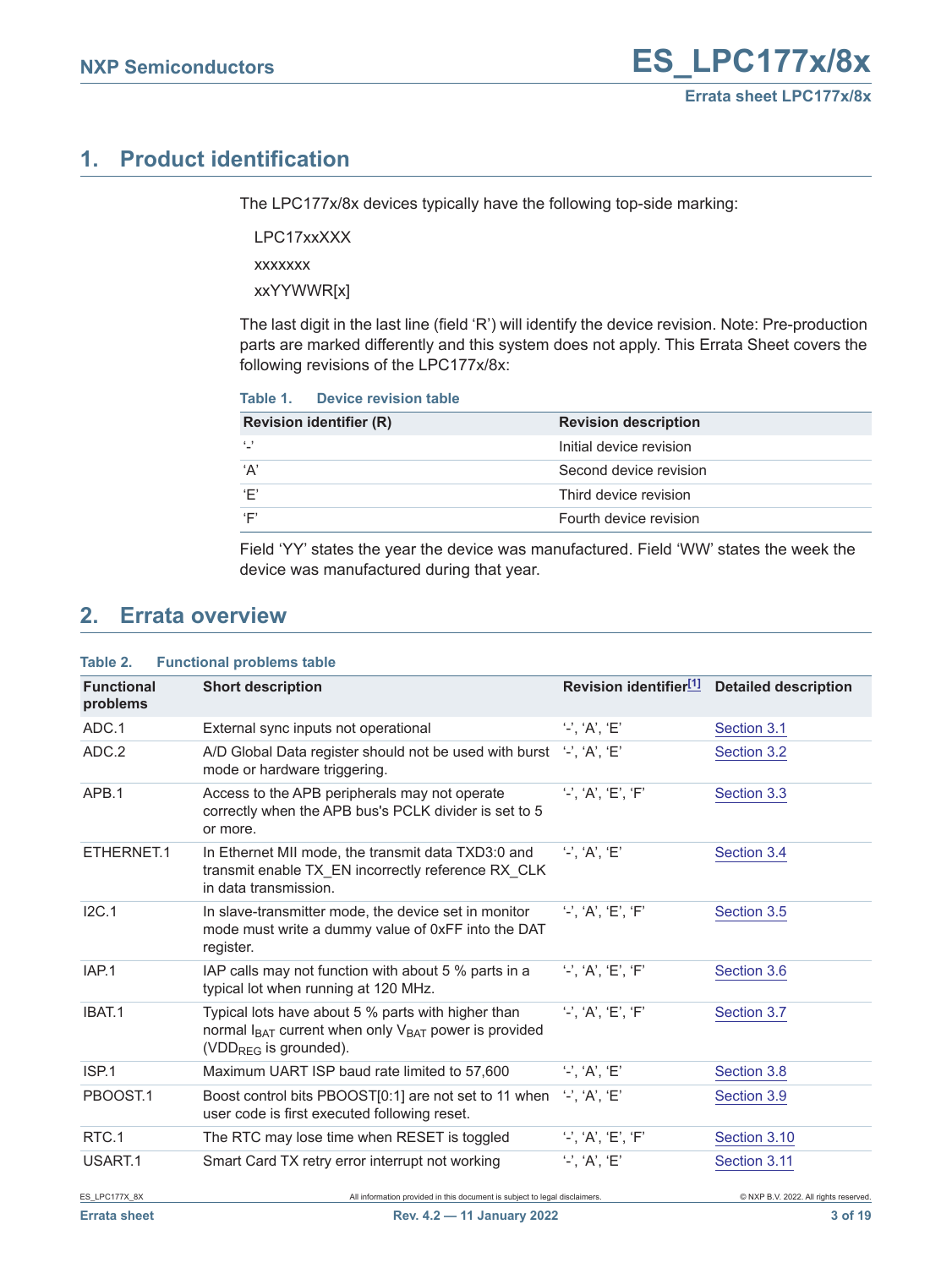# 1. Product identification

The LPC177x/8x devices typically have the following top-side marking:

LPC17xxXXX

xxxxxxx

xxYYWWR[x]

The last digit in the last line (field 'R') will identify the device revision. Note: Pre-production parts are marked differently and this system does not apply. This Errata Sheet covers the following revisions of the LPC177x/8x:

**Table 1. Device revision table**

| Revision identifier (R) | Revision description |
|---|---|
| '-' | Initial device revision |
| 'A' | Second device revision |
| 'E' | Third device revision |
| 'F' | Fourth device revision |

Field 'YY' states the year the device was manufactured. Field 'WW' states the week the device was manufactured during that year.

# 2. Errata overview

**Table 2. Functional problems table**

| Functional problems | Short description | Revision identifier[1] | Detailed description |
|---|---|---|---|
| ADC.1 | External sync inputs not operational | '-', 'A', 'E' | Section 3.1 |
| ADC.2 | A/D Global Data register should not be used with burst mode or hardware triggering. | '-', 'A', 'E' | Section 3.2 |
| APB.1 | Access to the APB peripherals may not operate correctly when the APB bus's PCLK divider is set to 5 or more. | '-', 'A', 'E', 'F' | Section 3.3 |
| ETHERNET.1 | In Ethernet MII mode, the transmit data TXD3:0 and transmit enable TX_EN incorrectly reference RX_CLK in data transmission. | '-', 'A', 'E' | Section 3.4 |
| I2C.1 | In slave-transmitter mode, the device set in monitor mode must write a dummy value of 0xFF into the DAT register. | '-', 'A', 'E', 'F' | Section 3.5 |
| IAP.1 | IAP calls may not function with about 5 % parts in a typical lot when running at 120 MHz. | '-', 'A', 'E', 'F' | Section 3.6 |
| IBAT.1 | Typical lots have about 5 % parts with higher than normal $I_{BAT}$ current when only $V_{BAT}$ power is provided ($VDD_{REG}$ is grounded). | '-', 'A', 'E', 'F' | Section 3.7 |
| ISP.1 | Maximum UART ISP baud rate limited to 57,600 | '-', 'A', 'E' | Section 3.8 |
| PBOOST.1 | Boost control bits PBOOST[0:1] are not set to 11 when user code is first executed following reset. | '-', 'A', 'E' | Section 3.9 |
| RTC.1 | The RTC may lose time when RESET is toggled | '-', 'A', 'E', 'F' | Section 3.10 |
| USART.1 | Smart Card TX retry error interrupt not working | '-', 'A', 'E' | Section 3.11 |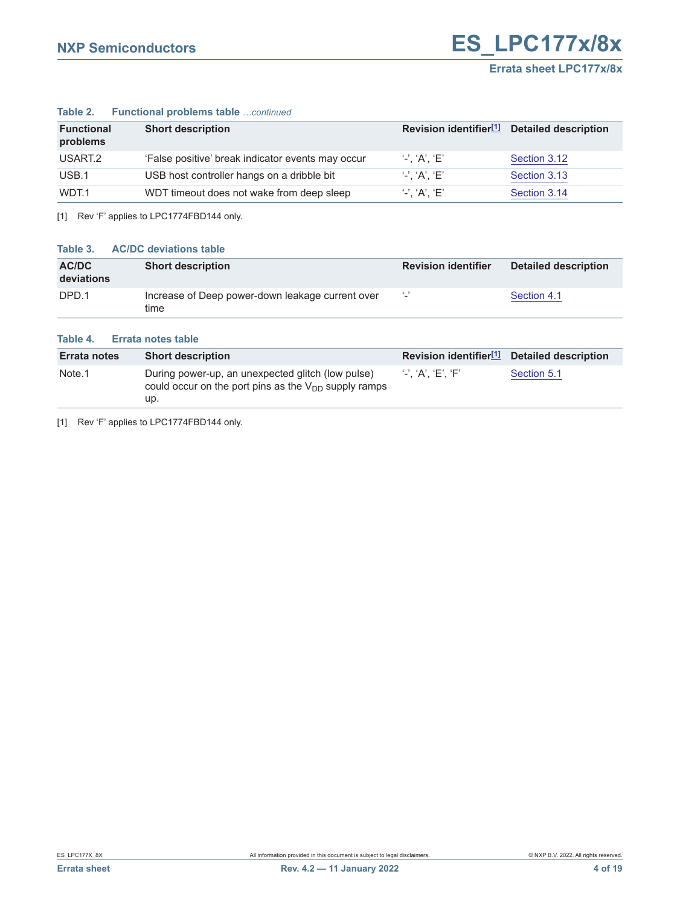**Table 2. Functional problems table** *…continued*

| Functional problems | Short description | Revision identifier[1] | Detailed description |
|---|---|---|---|
| USART.2 | 'False positive' break indicator events may occur | '-', 'A', 'E' | Section 3.12 |
| USB.1 | USB host controller hangs on a dribble bit | '-', 'A', 'E' | Section 3.13 |
| WDT.1 | WDT timeout does not wake from deep sleep | '-', 'A', 'E' | Section 3.14 |

[1] Rev 'F' applies to LPC1774FBD144 only.

**Table 3. AC/DC deviations table**

| AC/DC deviations | Short description | Revision identifier | Detailed description |
|---|---|---|---|
| DPD.1 | Increase of Deep power-down leakage current over time | '-' | Section 4.1 |

**Table 4. Errata notes table**

| Errata notes | Short description | Revision identifier[1] | Detailed description |
|---|---|---|---|
| Note.1 | During power-up, an unexpected glitch (low pulse) could occur on the port pins as the $V_{DD}$ supply ramps up. | '-', 'A', 'E', 'F' | Section 5.1 |

[1] Rev 'F' applies to LPC1774FBD144 only.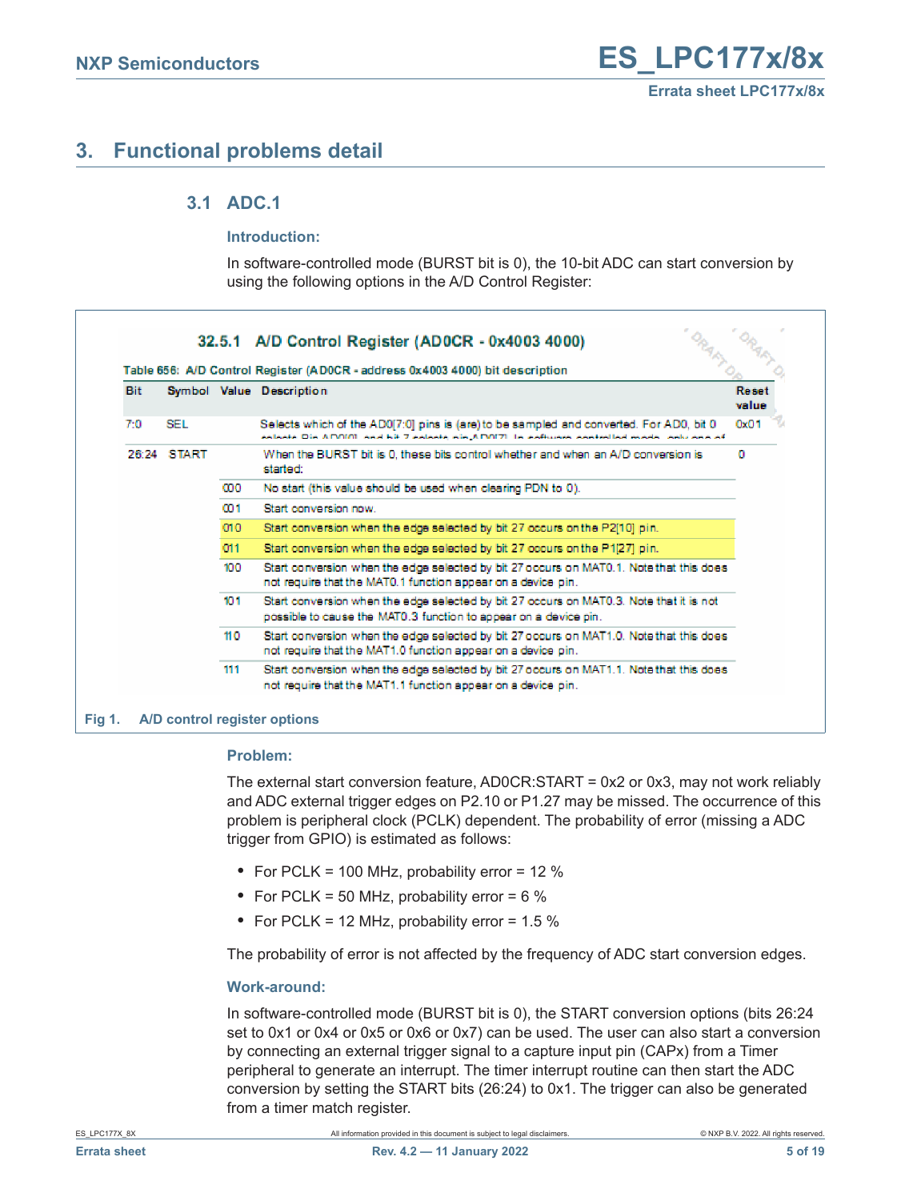# 3. Functional problems detail

## 3.1 ADC.1

### Introduction:

In software-controlled mode (BURST bit is 0), the 10-bit ADC can start conversion by using the following options in the A/D Control Register:

**32.5.1 A/D Control Register (AD0CR - 0x4003 4000)**

Table 656: A/D Control Register (AD0CR - address 0x4003 4000) bit description

| Bit | Symbol | Value | Description | Reset value |
|---|---|---|---|---|
| 7:0 | SEL | | Selects which of the AD0[7:0] pins is (are) to be sampled and converted. For AD0, bit 0 selects Pin AD0[0], and bit 7 selects pin AD0[7]. In software-controlled mode, only one of | 0x01 |
| 26:24 | START | | When the BURST bit is 0, these bits control whether and when an A/D conversion is started: | 0 |
| | | 000 | No start (this value should be used when clearing PDN to 0). | |
| | | 001 | Start conversion now. | |
| | | 010 | Start conversion when the edge selected by bit 27 occurs on the P2[10] pin. | |
| | | 011 | Start conversion when the edge selected by bit 27 occurs on the P1[27] pin. | |
| | | 100 | Start conversion when the edge selected by bit 27 occurs on MAT0.1. Note that this does not require that the MAT0.1 function appear on a device pin. | |
| | | 101 | Start conversion when the edge selected by bit 27 occurs on MAT0.3. Note that it is not possible to cause the MAT0.3 function to appear on a device pin. | |
| | | 110 | Start conversion when the edge selected by bit 27 occurs on MAT1.0. Note that this does not require that the MAT1.0 function appear on a device pin. | |
| | | 111 | Start conversion when the edge selected by bit 27 occurs on MAT1.1. Note that this does not require that the MAT1.1 function appear on a device pin. | |

Fig 1. A/D control register options

### Problem:

The external start conversion feature, AD0CR:START = 0x2 or 0x3, may not work reliably and ADC external trigger edges on P2.10 or P1.27 may be missed. The occurrence of this problem is peripheral clock (PCLK) dependent. The probability of error (missing a ADC trigger from GPIO) is estimated as follows:

- For PCLK = 100 MHz, probability error = 12 %
- For PCLK = 50 MHz, probability error = 6 %
- For PCLK = 12 MHz, probability error = 1.5 %

The probability of error is not affected by the frequency of ADC start conversion edges.

### Work-around:

In software-controlled mode (BURST bit is 0), the START conversion options (bits 26:24 set to 0x1 or 0x4 or 0x5 or 0x6 or 0x7) can be used. The user can also start a conversion by connecting an external trigger signal to a capture input pin (CAPx) from a Timer peripheral to generate an interrupt. The timer interrupt routine can then start the ADC conversion by setting the START bits (26:24) to 0x1. The trigger can also be generated from a timer match register.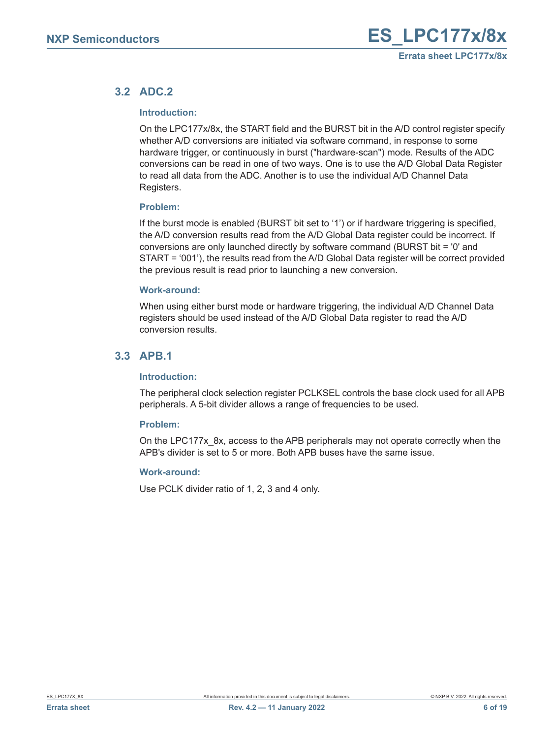## 3.2 ADC.2

### Introduction:

On the LPC177x/8x, the START field and the BURST bit in the A/D control register specify whether A/D conversions are initiated via software command, in response to some hardware trigger, or continuously in burst ("hardware-scan") mode. Results of the ADC conversions can be read in one of two ways. One is to use the A/D Global Data Register to read all data from the ADC. Another is to use the individual A/D Channel Data Registers.

### Problem:

If the burst mode is enabled (BURST bit set to ‘1’) or if hardware triggering is specified, the A/D conversion results read from the A/D Global Data register could be incorrect. If conversions are only launched directly by software command (BURST bit = '0' and START = ‘001’), the results read from the A/D Global Data register will be correct provided the previous result is read prior to launching a new conversion.

### Work-around:

When using either burst mode or hardware triggering, the individual A/D Channel Data registers should be used instead of the A/D Global Data register to read the A/D conversion results.

## 3.3 APB.1

### Introduction:

The peripheral clock selection register PCLKSEL controls the base clock used for all APB peripherals. A 5-bit divider allows a range of frequencies to be used.

### Problem:

On the LPC177x_8x, access to the APB peripherals may not operate correctly when the APB's divider is set to 5 or more. Both APB buses have the same issue.

### Work-around:

Use PCLK divider ratio of 1, 2, 3 and 4 only.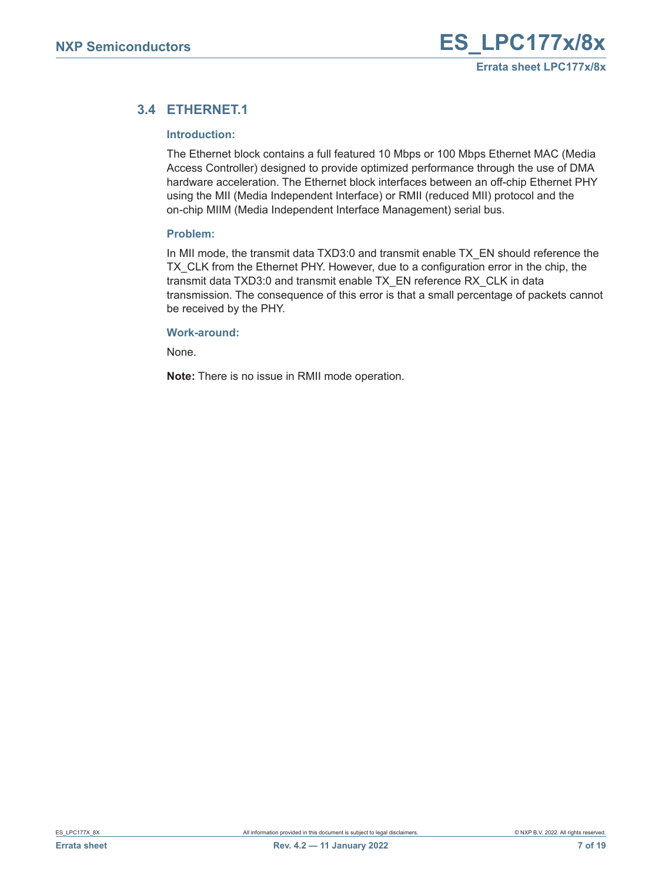## 3.4 ETHERNET.1

**Introduction:**

The Ethernet block contains a full featured 10 Mbps or 100 Mbps Ethernet MAC (Media Access Controller) designed to provide optimized performance through the use of DMA hardware acceleration. The Ethernet block interfaces between an off-chip Ethernet PHY using the MII (Media Independent Interface) or RMII (reduced MII) protocol and the on-chip MIIM (Media Independent Interface Management) serial bus.

**Problem:**

In MII mode, the transmit data TXD3:0 and transmit enable TX_EN should reference the TX_CLK from the Ethernet PHY. However, due to a configuration error in the chip, the transmit data TXD3:0 and transmit enable TX_EN reference RX_CLK in data transmission. The consequence of this error is that a small percentage of packets cannot be received by the PHY.

**Work-around:**

None.

**Note:** There is no issue in RMII mode operation.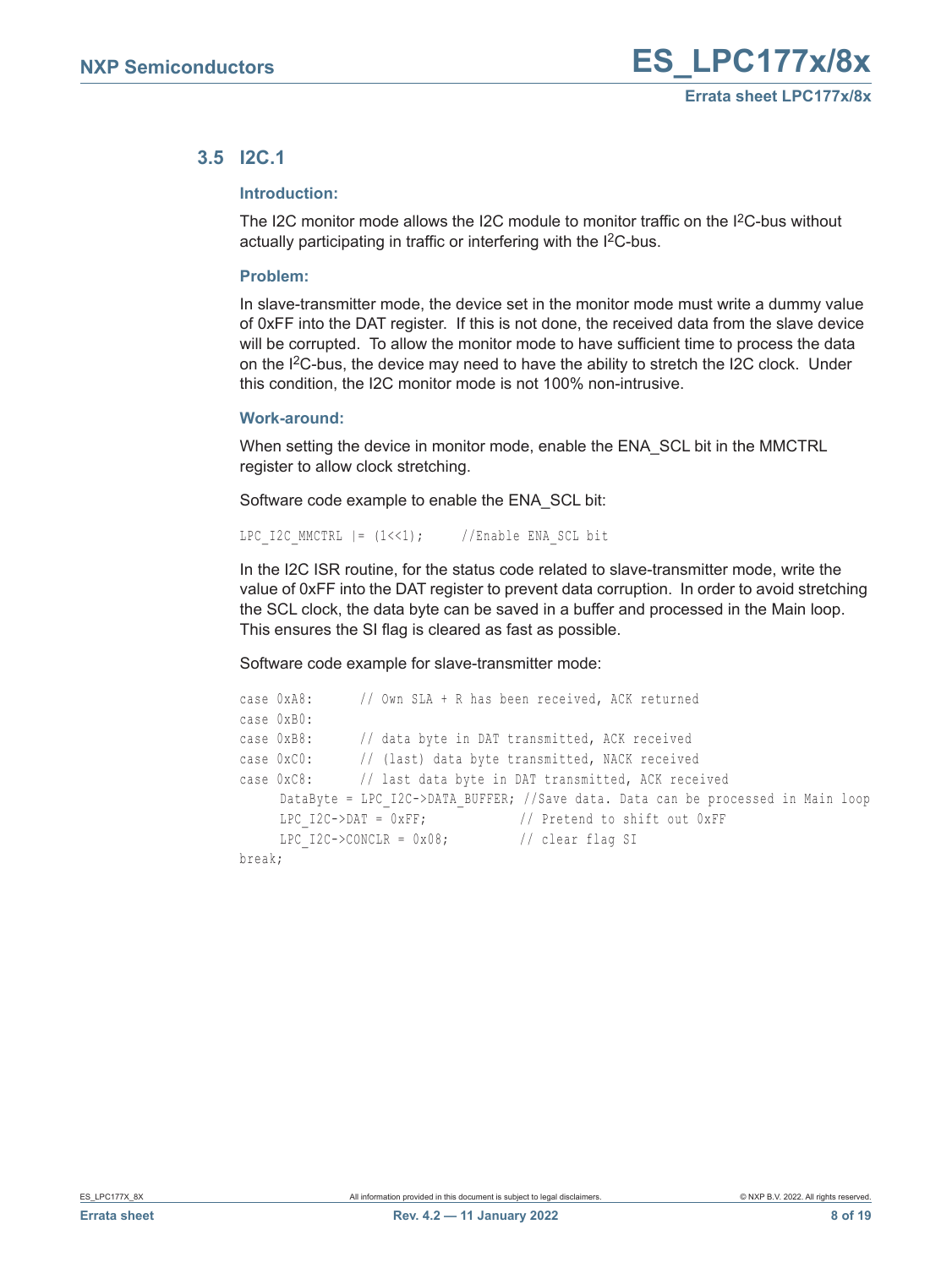## 3.5 I2C.1

### Introduction:

The I2C monitor mode allows the I2C module to monitor traffic on the I$^2$C-bus without actually participating in traffic or interfering with the I$^2$C-bus.

### Problem:

In slave-transmitter mode, the device set in the monitor mode must write a dummy value of 0xFF into the DAT register. If this is not done, the received data from the slave device will be corrupted. To allow the monitor mode to have sufficient time to process the data on the I$^2$C-bus, the device may need to have the ability to stretch the I2C clock. Under this condition, the I2C monitor mode is not 100% non-intrusive.

### Work-around:

When setting the device in monitor mode, enable the ENA_SCL bit in the MMCTRL register to allow clock stretching.

Software code example to enable the ENA_SCL bit:

```
LPC_I2C_MMCTRL |= (1<<1);      //Enable ENA_SCL bit
```

In the I2C ISR routine, for the status code related to slave-transmitter mode, write the value of 0xFF into the DAT register to prevent data corruption. In order to avoid stretching the SCL clock, the data byte can be saved in a buffer and processed in the Main loop. This ensures the SI flag is cleared as fast as possible.

Software code example for slave-transmitter mode:

```
case 0xA8:       // Own SLA + R has been received, ACK returned
case 0xB0:
case 0xB8:       // data byte in DAT transmitted, ACK received
case 0xC0:       // (last) data byte transmitted, NACK received
case 0xC8:       // last data byte in DAT transmitted, ACK received
     DataByte = LPC_I2C->DATA_BUFFER; //Save data. Data can be processed in Main loop
     LPC_I2C->DAT = 0xFF;            // Pretend to shift out 0xFF
     LPC_I2C->CONCLR = 0x08;         // clear flag SI
break;
```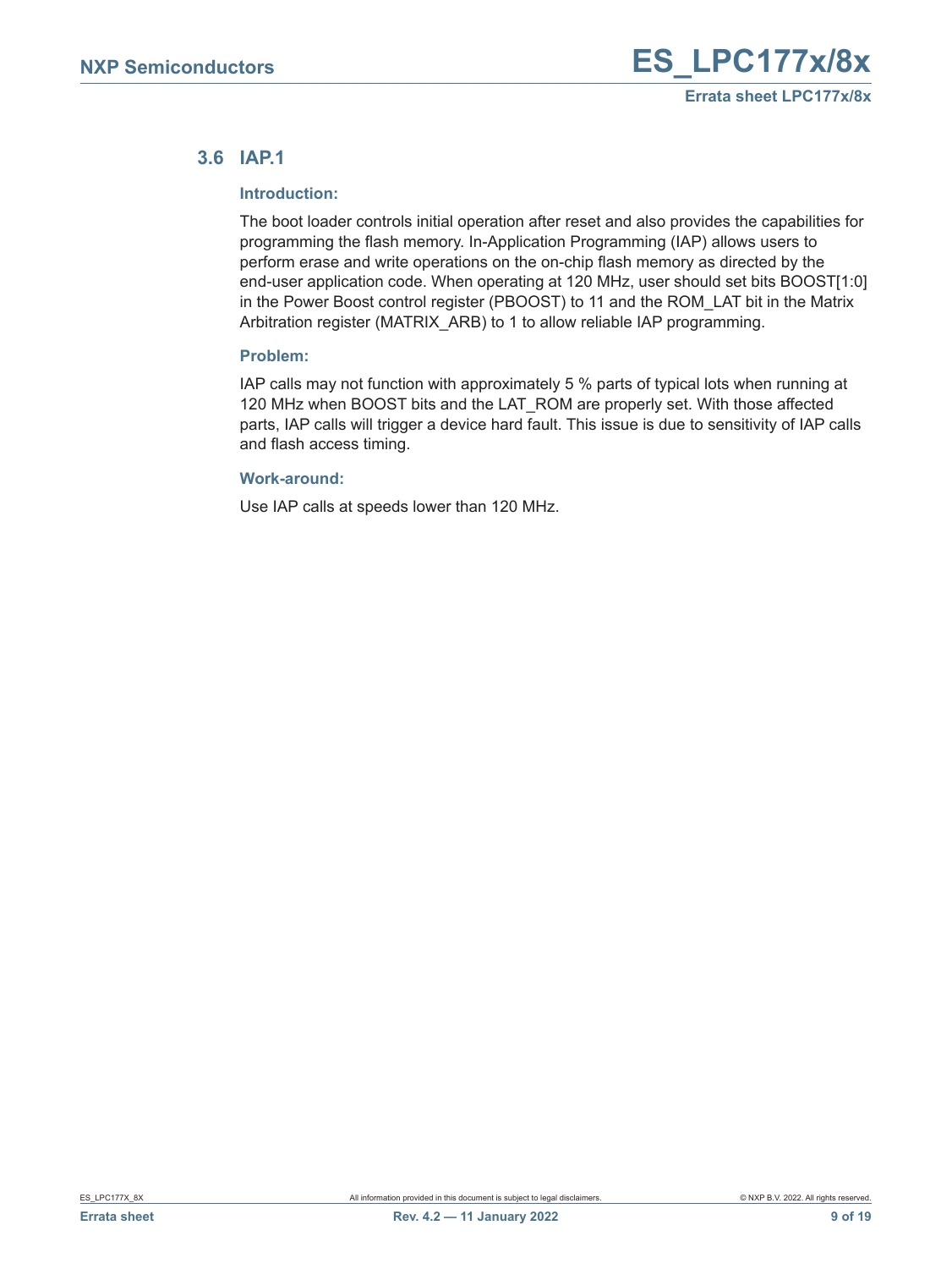### 3.6 IAP.1

#### Introduction:

The boot loader controls initial operation after reset and also provides the capabilities for programming the flash memory. In-Application Programming (IAP) allows users to perform erase and write operations on the on-chip flash memory as directed by the end-user application code. When operating at 120 MHz, user should set bits BOOST[1:0] in the Power Boost control register (PBOOST) to 11 and the ROM_LAT bit in the Matrix Arbitration register (MATRIX_ARB) to 1 to allow reliable IAP programming.

#### Problem:

IAP calls may not function with approximately 5 % parts of typical lots when running at 120 MHz when BOOST bits and the LAT_ROM are properly set. With those affected parts, IAP calls will trigger a device hard fault. This issue is due to sensitivity of IAP calls and flash access timing.

#### Work-around:

Use IAP calls at speeds lower than 120 MHz.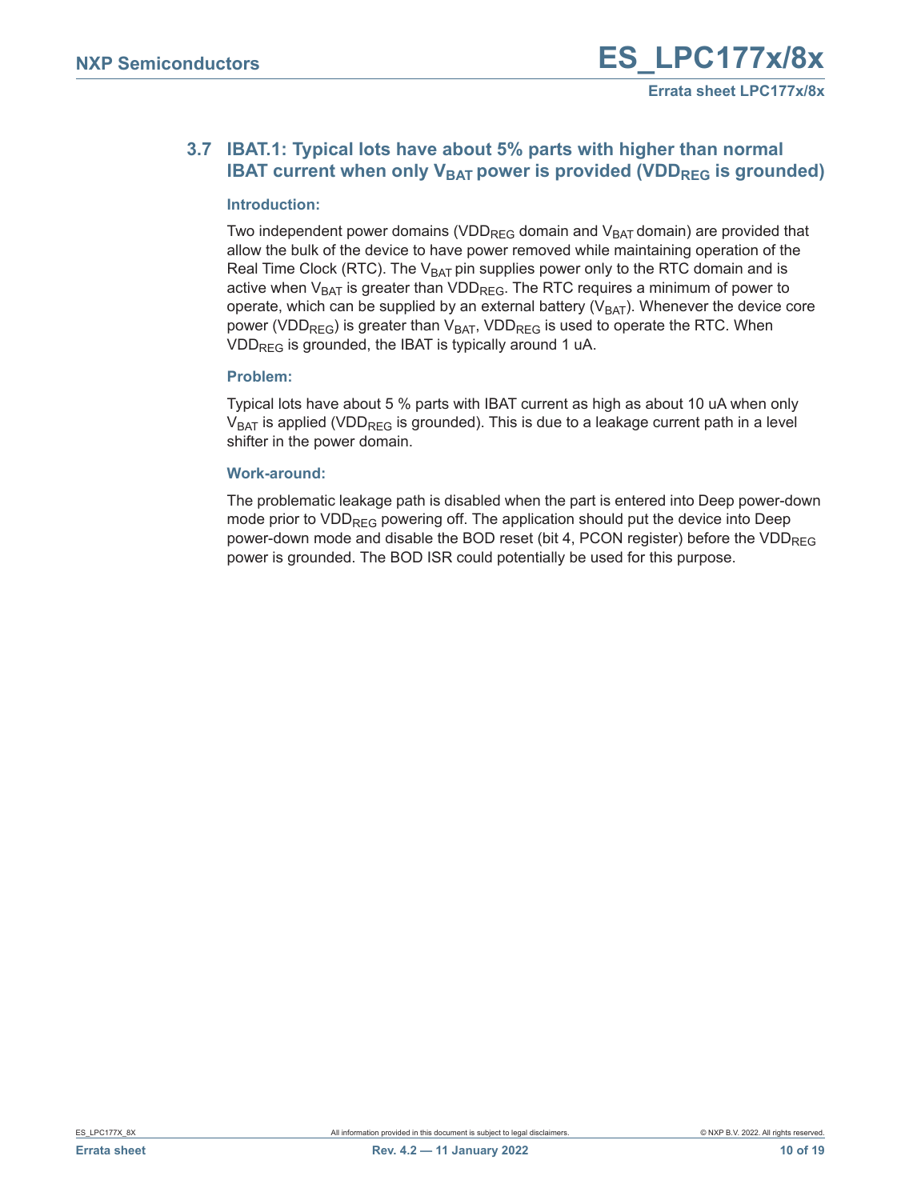### 3.7 IBAT.1: Typical lots have about 5% parts with higher than normal IBAT current when only $V_{BAT}$ power is provided ($VDD_{REG}$ is grounded)

#### Introduction:

Two independent power domains ($VDD_{REG}$ domain and $V_{BAT}$ domain) are provided that allow the bulk of the device to have power removed while maintaining operation of the Real Time Clock (RTC). The $V_{BAT}$ pin supplies power only to the RTC domain and is active when $V_{BAT}$ is greater than $VDD_{REG}$. The RTC requires a minimum of power to operate, which can be supplied by an external battery ($V_{BAT}$). Whenever the device core power ($VDD_{REG}$) is greater than $V_{BAT}$, $VDD_{REG}$ is used to operate the RTC. When $VDD_{REG}$ is grounded, the IBAT is typically around 1 uA.

#### Problem:

Typical lots have about 5 % parts with IBAT current as high as about 10 uA when only $V_{BAT}$ is applied ($VDD_{REG}$ is grounded). This is due to a leakage current path in a level shifter in the power domain.

#### Work-around:

The problematic leakage path is disabled when the part is entered into Deep power-down mode prior to $VDD_{REG}$ powering off. The application should put the device into Deep power-down mode and disable the BOD reset (bit 4, PCON register) before the $VDD_{REG}$ power is grounded. The BOD ISR could potentially be used for this purpose.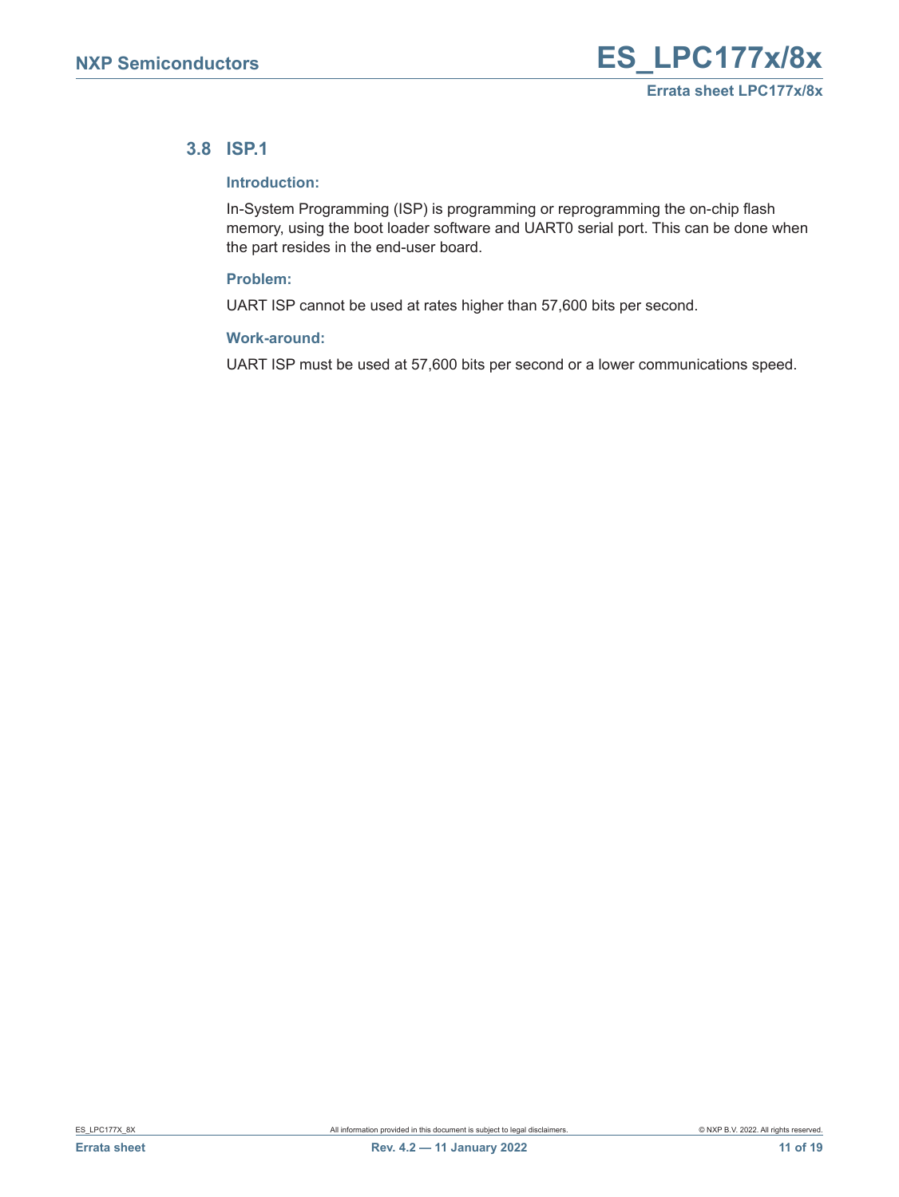## 3.8 ISP.1

### Introduction:

In-System Programming (ISP) is programming or reprogramming the on-chip flash memory, using the boot loader software and UART0 serial port. This can be done when the part resides in the end-user board.

### Problem:

UART ISP cannot be used at rates higher than 57,600 bits per second.

### Work-around:

UART ISP must be used at 57,600 bits per second or a lower communications speed.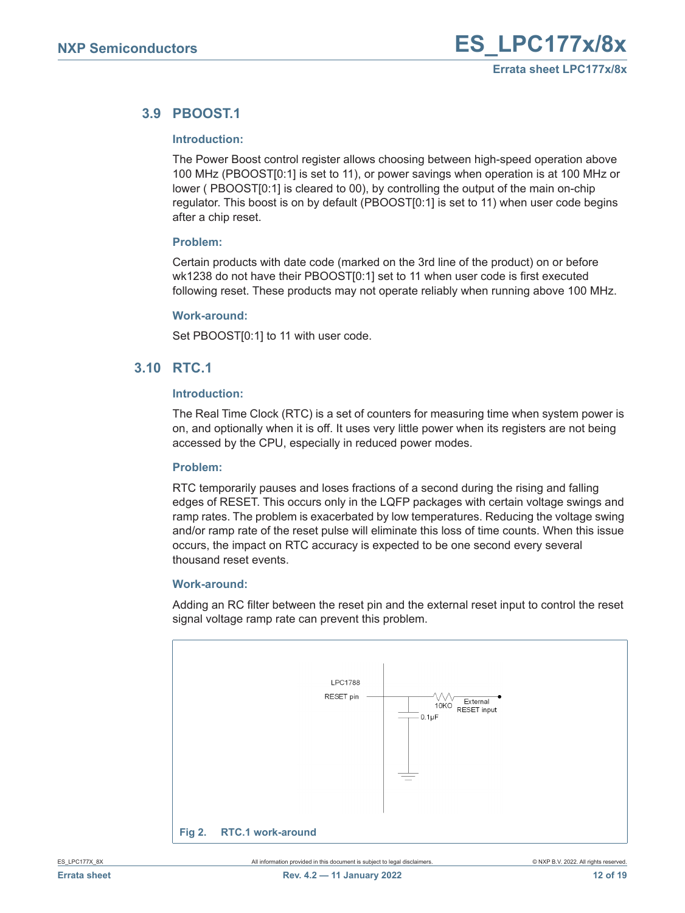## 3.9 PBOOST.1

### Introduction:

The Power Boost control register allows choosing between high-speed operation above 100 MHz (PBOOST[0:1] is set to 11), or power savings when operation is at 100 MHz or lower ( PBOOST[0:1] is cleared to 00), by controlling the output of the main on-chip regulator. This boost is on by default (PBOOST[0:1] is set to 11) when user code begins after a chip reset.

### Problem:

Certain products with date code (marked on the 3rd line of the product) on or before wk1238 do not have their PBOOST[0:1] set to 11 when user code is first executed following reset. These products may not operate reliably when running above 100 MHz.

### Work-around:

Set PBOOST[0:1] to 11 with user code.

## 3.10 RTC.1

### Introduction:

The Real Time Clock (RTC) is a set of counters for measuring time when system power is on, and optionally when it is off. It uses very little power when its registers are not being accessed by the CPU, especially in reduced power modes.

### Problem:

RTC temporarily pauses and loses fractions of a second during the rising and falling edges of RESET. This occurs only in the LQFP packages with certain voltage swings and ramp rates. The problem is exacerbated by low temperatures. Reducing the voltage swing and/or ramp rate of the reset pulse will eliminate this loss of time counts. When this issue occurs, the impact on RTC accuracy is expected to be one second every several thousand reset events.

### Work-around:

Adding an RC filter between the reset pin and the external reset input to control the reset signal voltage ramp rate can prevent this problem.

LPC1788 RESET pin — 10KΩ — External RESET input; 0.1μF to ground

**Fig 2. RTC.1 work-around**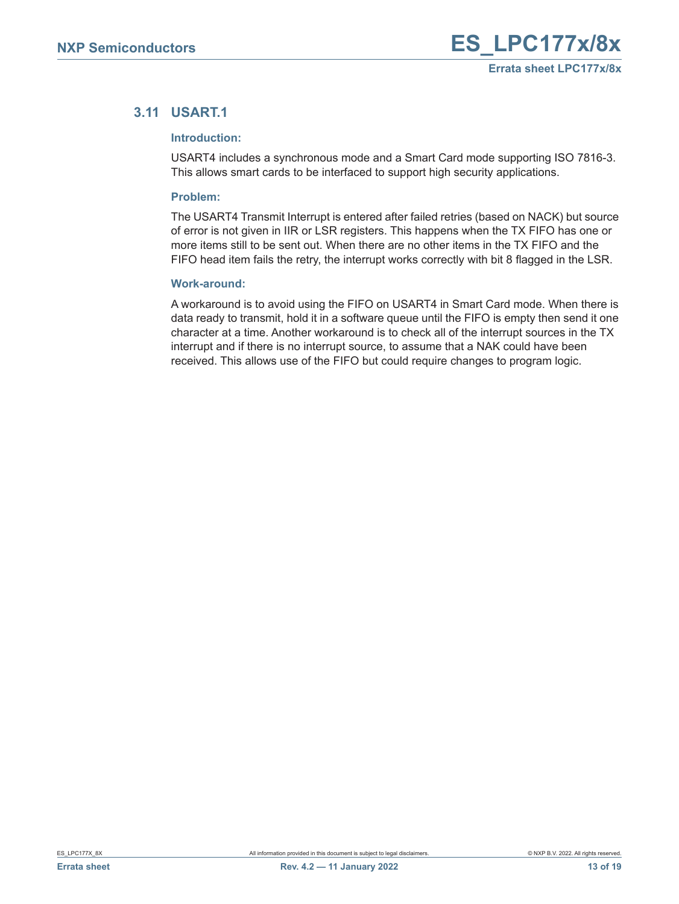## 3.11 USART.1

### Introduction:

USART4 includes a synchronous mode and a Smart Card mode supporting ISO 7816-3. This allows smart cards to be interfaced to support high security applications.

### Problem:

The USART4 Transmit Interrupt is entered after failed retries (based on NACK) but source of error is not given in IIR or LSR registers. This happens when the TX FIFO has one or more items still to be sent out. When there are no other items in the TX FIFO and the FIFO head item fails the retry, the interrupt works correctly with bit 8 flagged in the LSR.

### Work-around:

A workaround is to avoid using the FIFO on USART4 in Smart Card mode. When there is data ready to transmit, hold it in a software queue until the FIFO is empty then send it one character at a time. Another workaround is to check all of the interrupt sources in the TX interrupt and if there is no interrupt source, to assume that a NAK could have been received. This allows use of the FIFO but could require changes to program logic.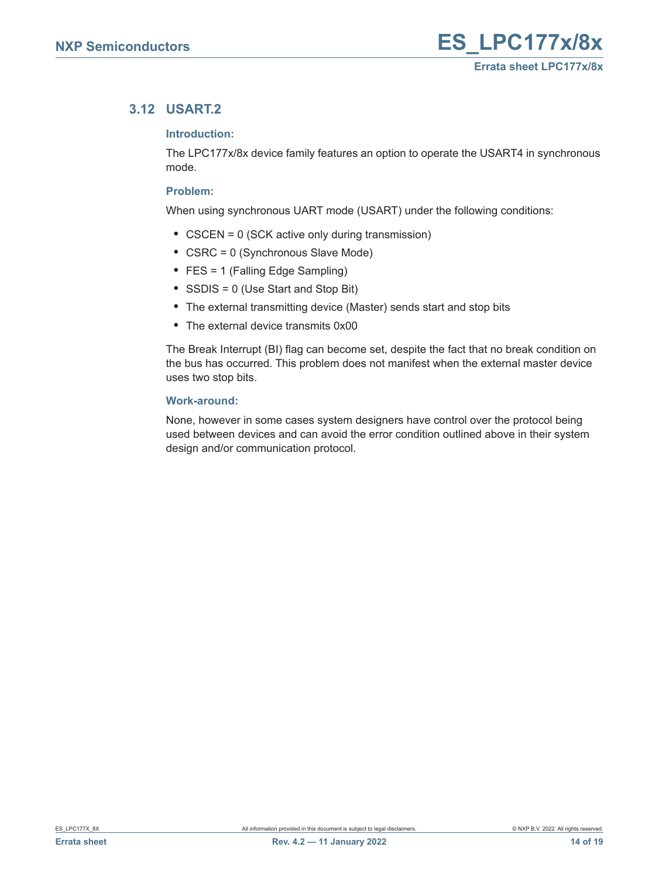### 3.12 USART.2

#### Introduction:

The LPC177x/8x device family features an option to operate the USART4 in synchronous mode.

#### Problem:

When using synchronous UART mode (USART) under the following conditions:

- CSCEN = 0 (SCK active only during transmission)
- CSRC = 0 (Synchronous Slave Mode)
- FES = 1 (Falling Edge Sampling)
- SSDIS = 0 (Use Start and Stop Bit)
- The external transmitting device (Master) sends start and stop bits
- The external device transmits 0x00

The Break Interrupt (BI) flag can become set, despite the fact that no break condition on the bus has occurred. This problem does not manifest when the external master device uses two stop bits.

#### Work-around:

None, however in some cases system designers have control over the protocol being used between devices and can avoid the error condition outlined above in their system design and/or communication protocol.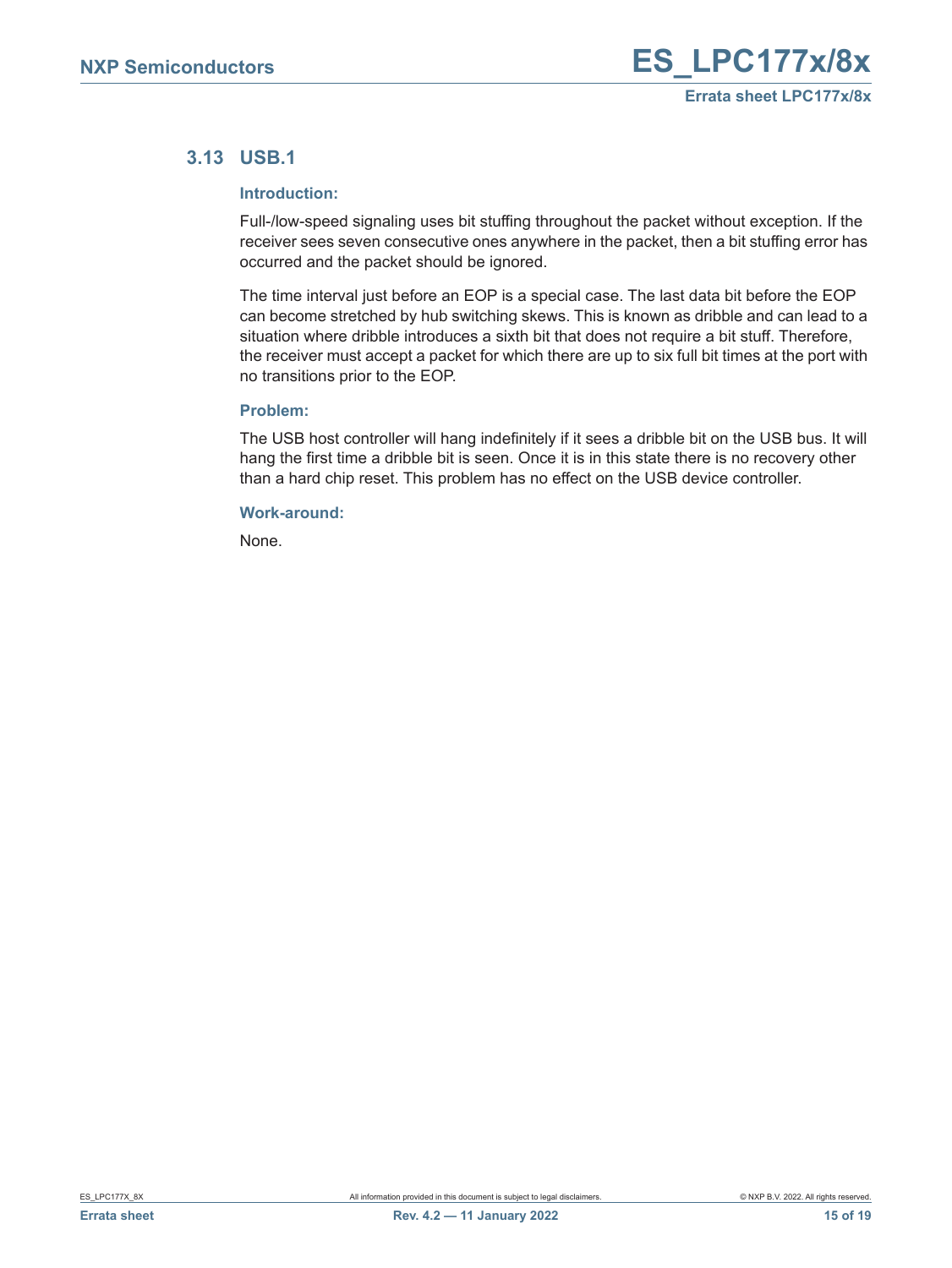## 3.13 USB.1

### Introduction:

Full-/low-speed signaling uses bit stuffing throughout the packet without exception. If the receiver sees seven consecutive ones anywhere in the packet, then a bit stuffing error has occurred and the packet should be ignored.

The time interval just before an EOP is a special case. The last data bit before the EOP can become stretched by hub switching skews. This is known as dribble and can lead to a situation where dribble introduces a sixth bit that does not require a bit stuff. Therefore, the receiver must accept a packet for which there are up to six full bit times at the port with no transitions prior to the EOP.

### Problem:

The USB host controller will hang indefinitely if it sees a dribble bit on the USB bus. It will hang the first time a dribble bit is seen. Once it is in this state there is no recovery other than a hard chip reset. This problem has no effect on the USB device controller.

### Work-around:

None.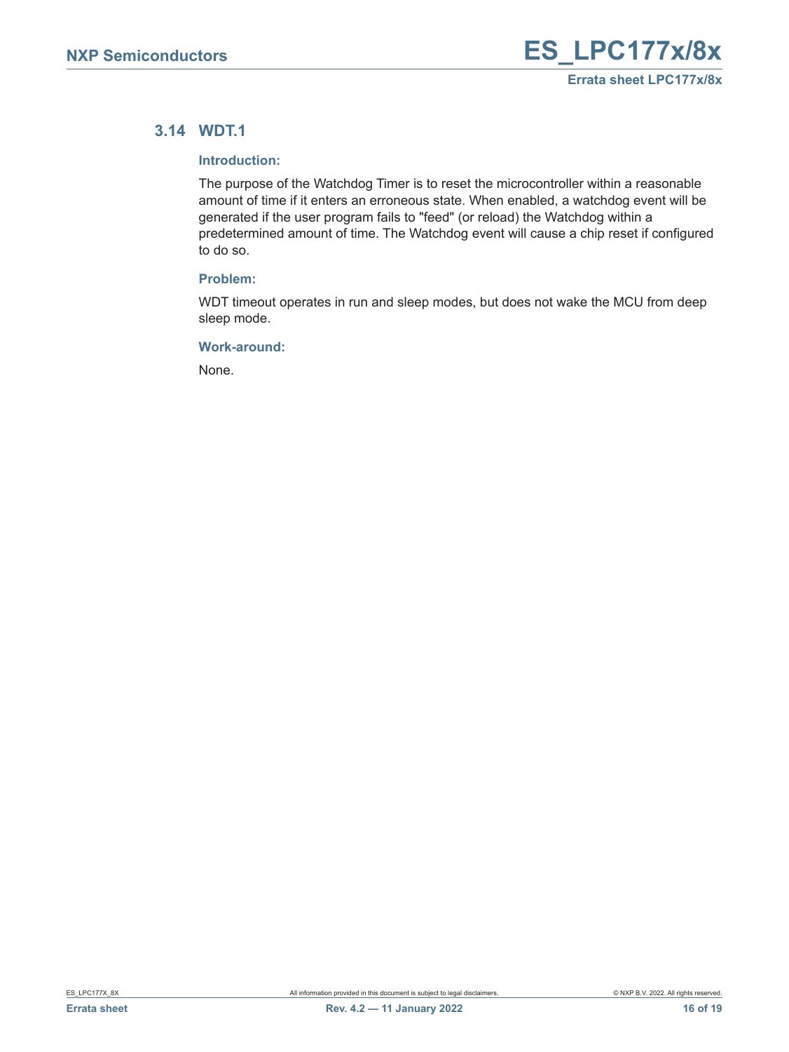## 3.14 WDT.1

### Introduction:

The purpose of the Watchdog Timer is to reset the microcontroller within a reasonable amount of time if it enters an erroneous state. When enabled, a watchdog event will be generated if the user program fails to "feed" (or reload) the Watchdog within a predetermined amount of time. The Watchdog event will cause a chip reset if configured to do so.

### Problem:

WDT timeout operates in run and sleep modes, but does not wake the MCU from deep sleep mode.

### Work-around:

None.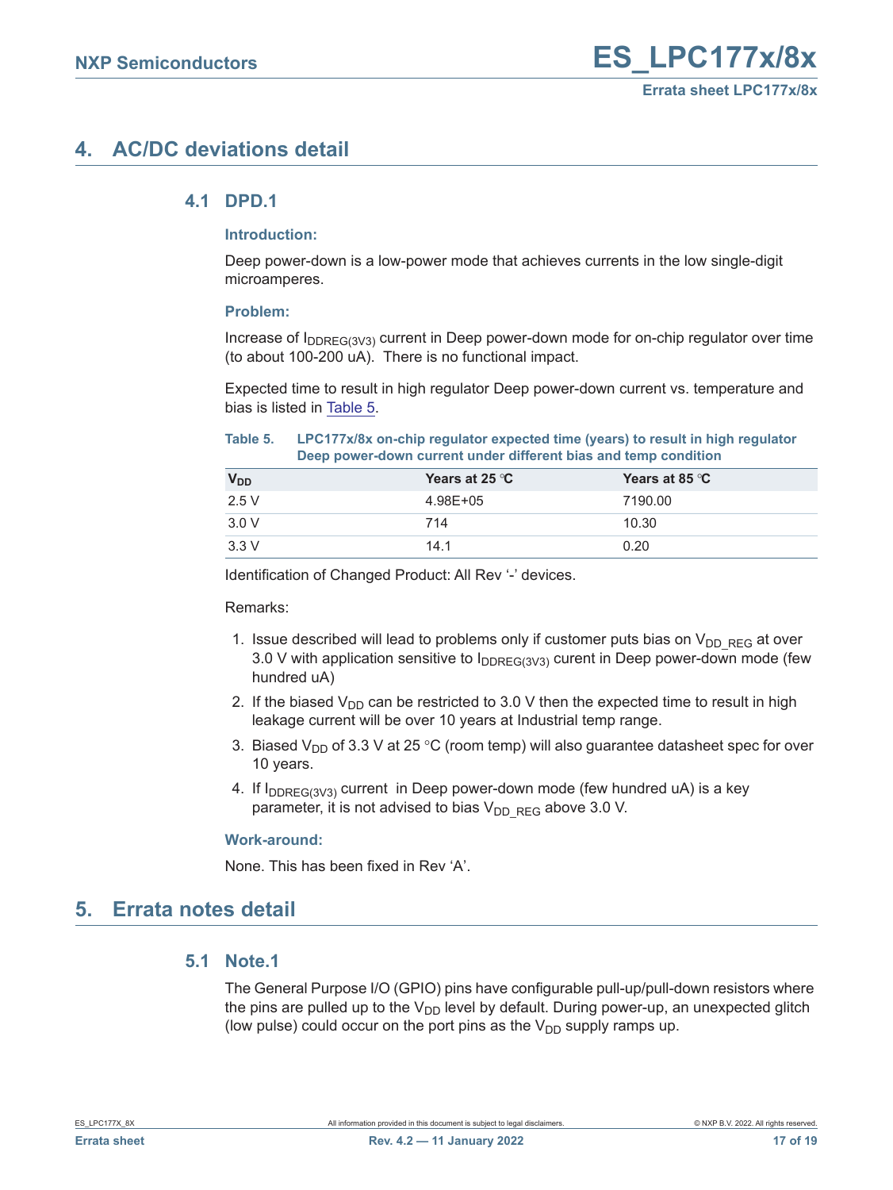# 4. AC/DC deviations detail

## 4.1 DPD.1

### Introduction:

Deep power-down is a low-power mode that achieves currents in the low single-digit microamperes.

### Problem:

Increase of $I_{DDREG(3V3)}$ current in Deep power-down mode for on-chip regulator over time (to about 100-200 uA). There is no functional impact.

Expected time to result in high regulator Deep power-down current vs. temperature and bias is listed in Table 5.

**Table 5. LPC177x/8x on-chip regulator expected time (years) to result in high regulator Deep power-down current under different bias and temp condition**

| $V_{DD}$ | Years at 25 °C | Years at 85 °C |
|---|---|---|
| 2.5 V | 4.98E+05 | 7190.00 |
| 3.0 V | 714 | 10.30 |
| 3.3 V | 14.1 | 0.20 |

Identification of Changed Product: All Rev '-' devices.

Remarks:

1. Issue described will lead to problems only if customer puts bias on $V_{DD\_REG}$ at over 3.0 V with application sensitive to $I_{DDREG(3V3)}$ curent in Deep power-down mode (few hundred uA)
2. If the biased $V_{DD}$ can be restricted to 3.0 V then the expected time to result in high leakage current will be over 10 years at Industrial temp range.
3. Biased $V_{DD}$ of 3.3 V at 25 °C (room temp) will also guarantee datasheet spec for over 10 years.
4. If $I_{DDREG(3V3)}$ current in Deep power-down mode (few hundred uA) is a key parameter, it is not advised to bias $V_{DD\_REG}$ above 3.0 V.

### Work-around:

None. This has been fixed in Rev 'A'.

# 5. Errata notes detail

## 5.1 Note.1

The General Purpose I/O (GPIO) pins have configurable pull-up/pull-down resistors where the pins are pulled up to the $V_{DD}$ level by default. During power-up, an unexpected glitch (low pulse) could occur on the port pins as the $V_{DD}$ supply ramps up.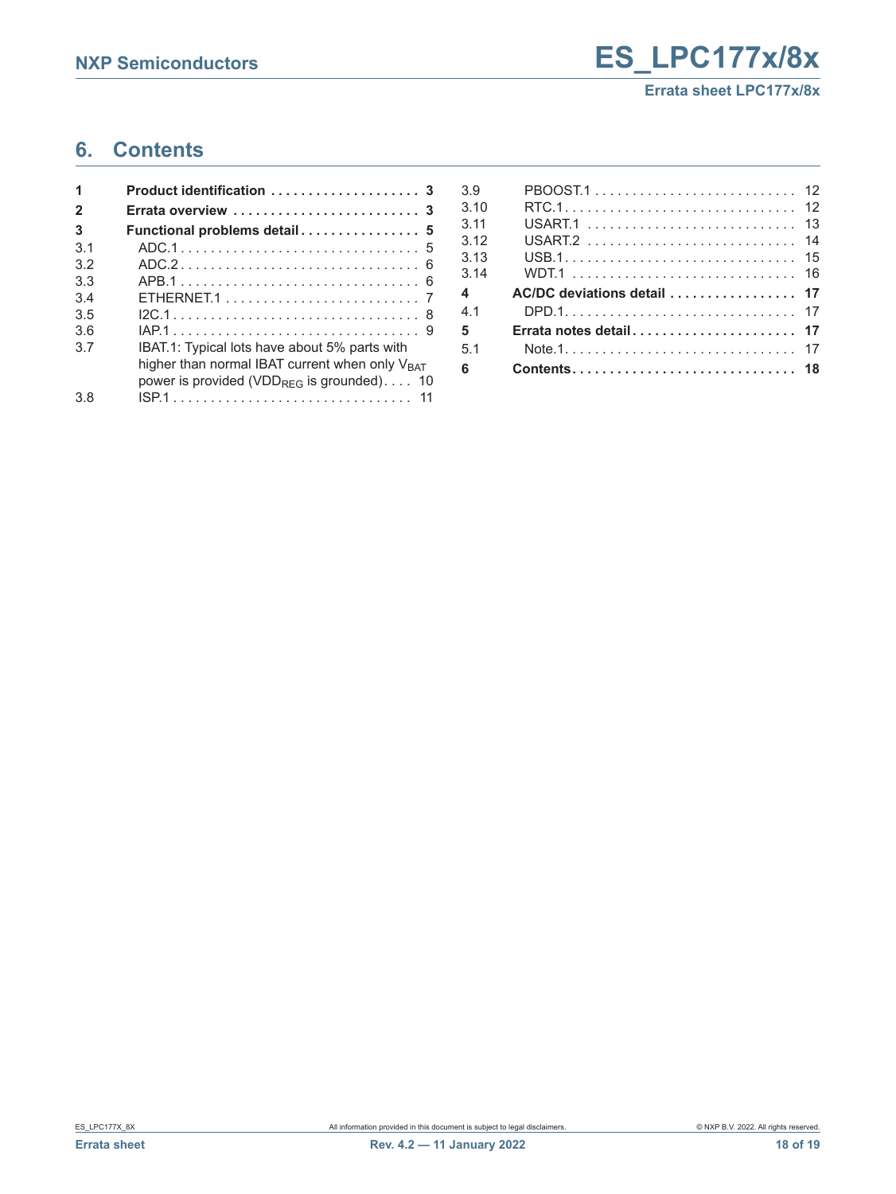## 6. Contents

| | | |
|---|---|---|
| **1** | **Product identification** | **3** |
| **2** | **Errata overview** | **3** |
| **3** | **Functional problems detail** | **5** |
| 3.1 | ADC.1 | 5 |
| 3.2 | ADC.2 | 6 |
| 3.3 | APB.1 | 6 |
| 3.4 | ETHERNET.1 | 7 |
| 3.5 | I2C.1 | 8 |
| 3.6 | IAP.1 | 9 |
| 3.7 | IBAT.1: Typical lots have about 5% parts with higher than normal IBAT current when only $V_{BAT}$ power is provided ($VDD_{REG}$ is grounded) | 10 |
| 3.8 | ISP.1 | 11 |
| 3.9 | PBOOST.1 | 12 |
| 3.10 | RTC.1 | 12 |
| 3.11 | USART.1 | 13 |
| 3.12 | USART.2 | 14 |
| 3.13 | USB.1 | 15 |
| 3.14 | WDT.1 | 16 |
| **4** | **AC/DC deviations detail** | **17** |
| 4.1 | DPD.1 | 17 |
| **5** | **Errata notes detail** | **17** |
| 5.1 | Note.1 | 17 |
| **6** | **Contents** | **18** |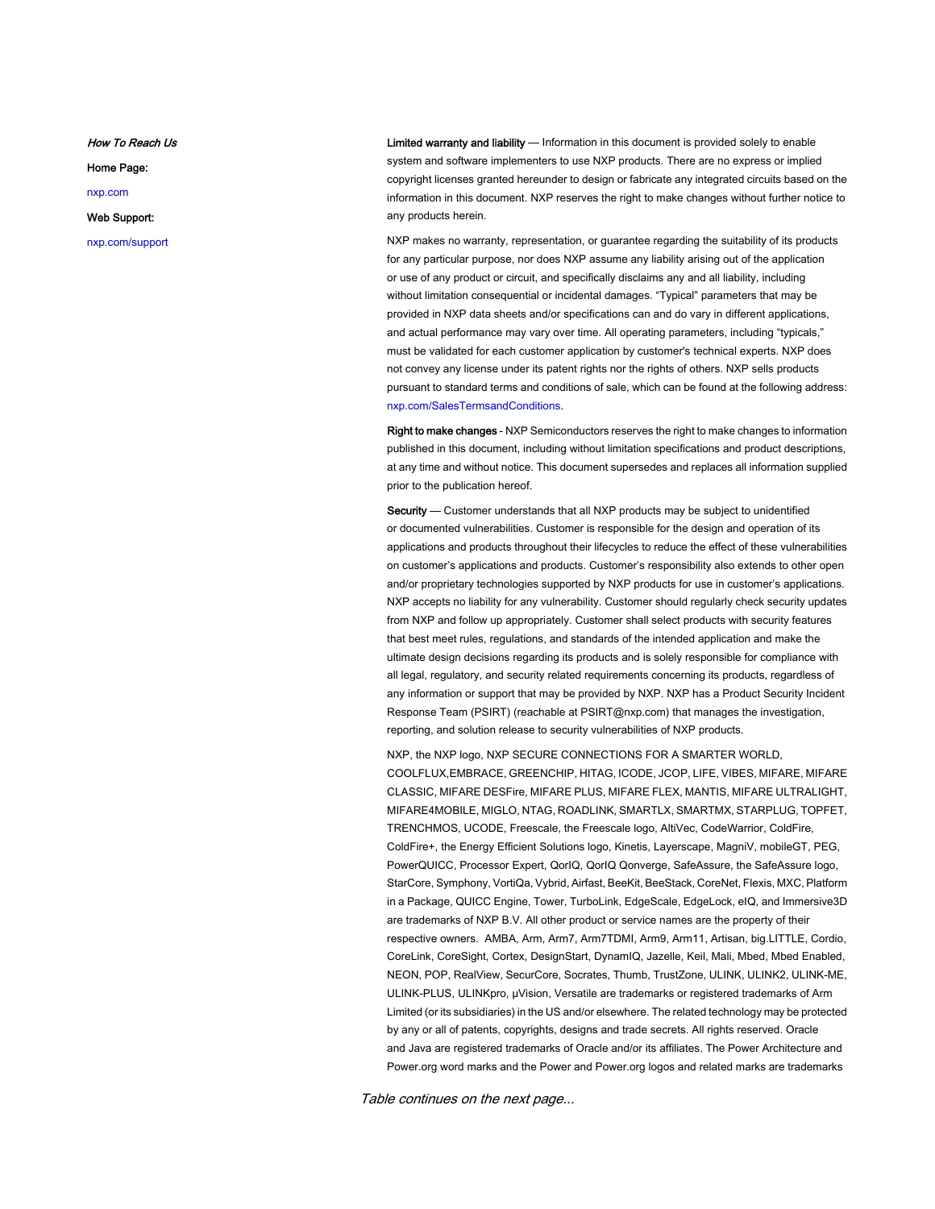*How To Reach Us*

**Home Page:**

nxp.com

**Web Support:**

nxp.com/support

**Limited warranty and liability** — Information in this document is provided solely to enable system and software implementers to use NXP products. There are no express or implied copyright licenses granted hereunder to design or fabricate any integrated circuits based on the information in this document. NXP reserves the right to make changes without further notice to any products herein.

NXP makes no warranty, representation, or guarantee regarding the suitability of its products for any particular purpose, nor does NXP assume any liability arising out of the application or use of any product or circuit, and specifically disclaims any and all liability, including without limitation consequential or incidental damages. “Typical” parameters that may be provided in NXP data sheets and/or specifications can and do vary in different applications, and actual performance may vary over time. All operating parameters, including “typicals,” must be validated for each customer application by customer's technical experts. NXP does not convey any license under its patent rights nor the rights of others. NXP sells products pursuant to standard terms and conditions of sale, which can be found at the following address: nxp.com/SalesTermsandConditions.

**Right to make changes** - NXP Semiconductors reserves the right to make changes to information published in this document, including without limitation specifications and product descriptions, at any time and without notice. This document supersedes and replaces all information supplied prior to the publication hereof.

**Security** — Customer understands that all NXP products may be subject to unidentified or documented vulnerabilities. Customer is responsible for the design and operation of its applications and products throughout their lifecycles to reduce the effect of these vulnerabilities on customer’s applications and products. Customer’s responsibility also extends to other open and/or proprietary technologies supported by NXP products for use in customer’s applications. NXP accepts no liability for any vulnerability. Customer should regularly check security updates from NXP and follow up appropriately. Customer shall select products with security features that best meet rules, regulations, and standards of the intended application and make the ultimate design decisions regarding its products and is solely responsible for compliance with all legal, regulatory, and security related requirements concerning its products, regardless of any information or support that may be provided by NXP. NXP has a Product Security Incident Response Team (PSIRT) (reachable at PSIRT@nxp.com) that manages the investigation, reporting, and solution release to security vulnerabilities of NXP products.

NXP, the NXP logo, NXP SECURE CONNECTIONS FOR A SMARTER WORLD, COOLFLUX,EMBRACE, GREENCHIP, HITAG, ICODE, JCOP, LIFE, VIBES, MIFARE, MIFARE CLASSIC, MIFARE DESFire, MIFARE PLUS, MIFARE FLEX, MANTIS, MIFARE ULTRALIGHT, MIFARE4MOBILE, MIGLO, NTAG, ROADLINK, SMARTLX, SMARTMX, STARPLUG, TOPFET, TRENCHMOS, UCODE, Freescale, the Freescale logo, AltiVec, CodeWarrior, ColdFire, ColdFire+, the Energy Efficient Solutions logo, Kinetis, Layerscape, MagniV, mobileGT, PEG, PowerQUICC, Processor Expert, QorIQ, QorIQ Qonverge, SafeAssure, the SafeAssure logo, StarCore, Symphony, VortiQa, Vybrid, Airfast, BeeKit, BeeStack, CoreNet, Flexis, MXC, Platform in a Package, QUICC Engine, Tower, TurboLink, EdgeScale, EdgeLock, eIQ, and Immersive3D are trademarks of NXP B.V. All other product or service names are the property of their respective owners. AMBA, Arm, Arm7, Arm7TDMI, Arm9, Arm11, Artisan, big.LITTLE, Cordio, CoreLink, CoreSight, Cortex, DesignStart, DynamIQ, Jazelle, Keil, Mali, Mbed, Mbed Enabled, NEON, POP, RealView, SecurCore, Socrates, Thumb, TrustZone, ULINK, ULINK2, ULINK-ME, ULINK-PLUS, ULINKpro, µVision, Versatile are trademarks or registered trademarks of Arm Limited (or its subsidiaries) in the US and/or elsewhere. The related technology may be protected by any or all of patents, copyrights, designs and trade secrets. All rights reserved. Oracle and Java are registered trademarks of Oracle and/or its affiliates. The Power Architecture and Power.org word marks and the Power and Power.org logos and related marks are trademarks

*Table continues on the next page...*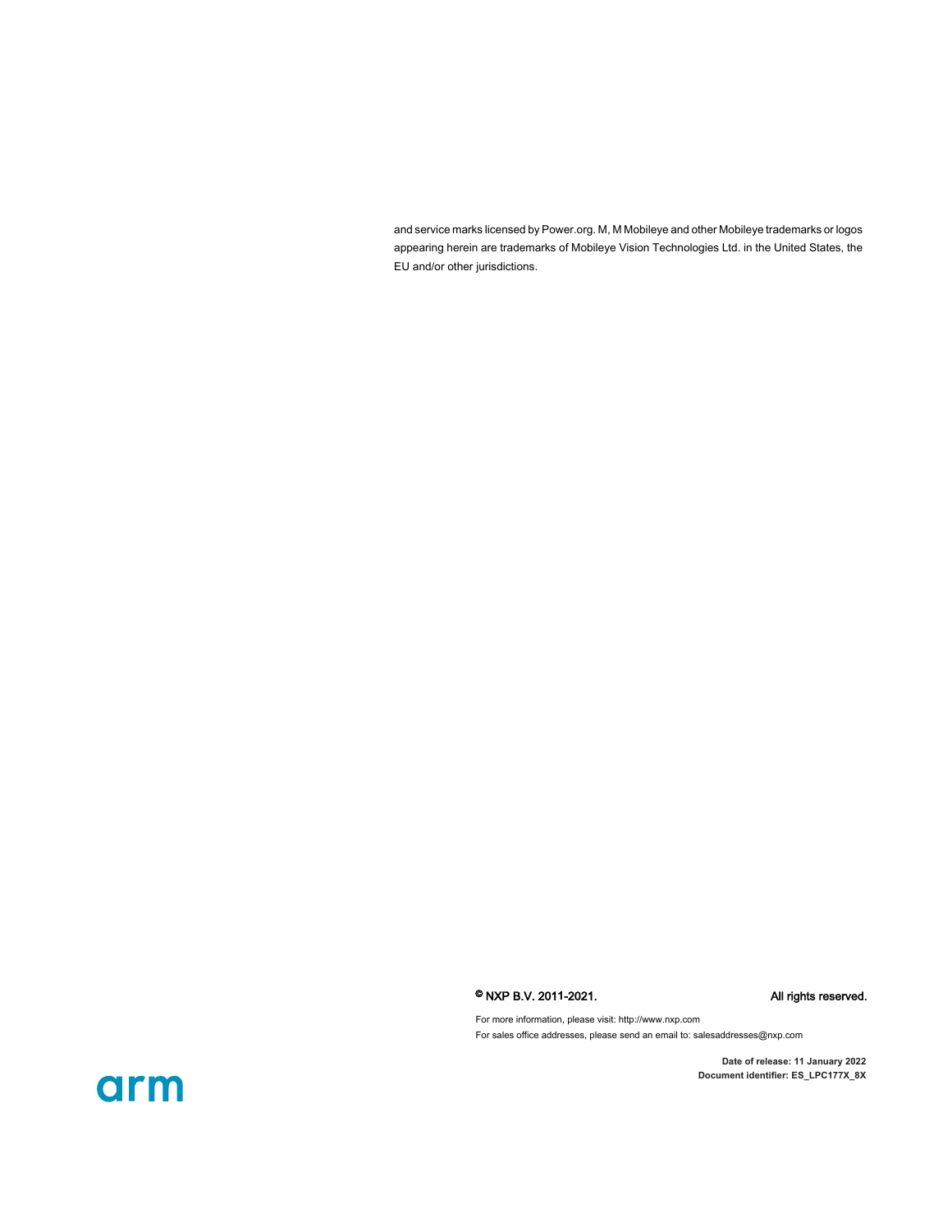and service marks licensed by Power.org. M, M Mobileye and other Mobileye trademarks or logos appearing herein are trademarks of Mobileye Vision Technologies Ltd. in the United States, the EU and/or other jurisdictions.

© NXP B.V. 2011-2021. All rights reserved.

For more information, please visit: http://www.nxp.com

For sales office addresses, please send an email to: salesaddresses@nxp.com

**Date of release: 11 January 2022**

**Document identifier: ES_LPC177X_8X**

arm